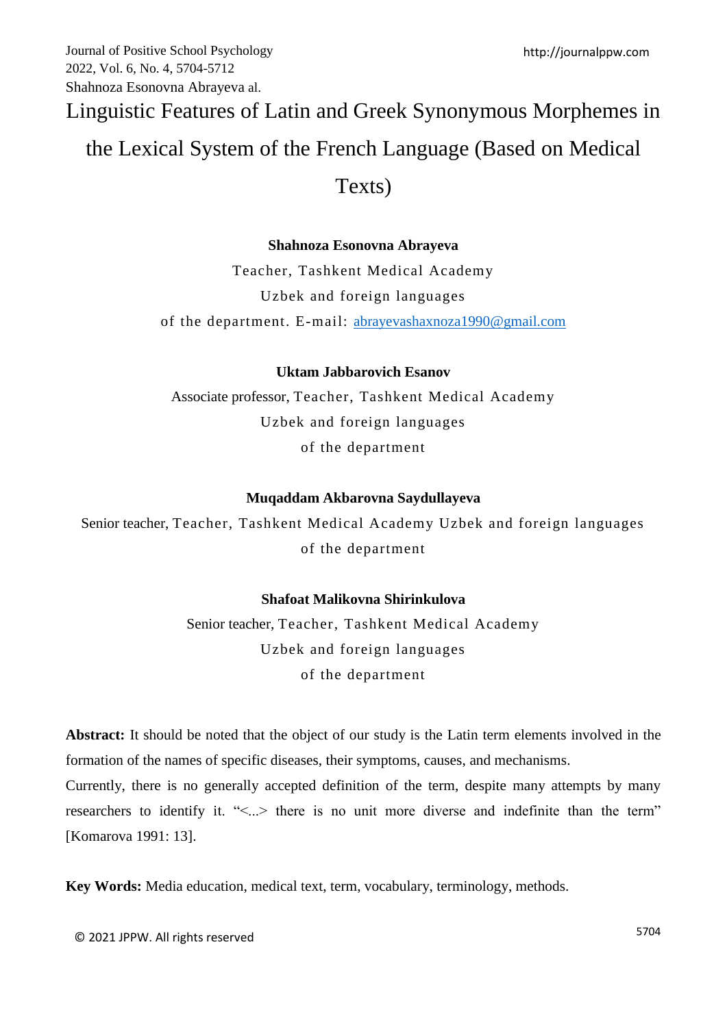# Linguistic Features of Latin and Greek Synonymous Morphemes in the Lexical System of the French Language (Based on Medical Texts)

**Shahnoza Esonovna Abrayeva**

Teacher, Tashkent Medical Academy

Uzbek and foreign languages

of the department. E-mail: abrayevashaxnoza1990@gmail.com

**Uktam Jabbarovich Esanov**

Associate professor, Teacher, Tashkent Medical Academy

Uzbek and foreign languages

of the department

**Muqaddam Akbarovna Saydullayeva**

Senior teacher, Teacher, Tashkent Medical Academy Uzbek and foreign languages

of the department

**Shafoat Malikovna Shirinkulova**

Senior teacher, Teacher, Tashkent Medical Academy

Uzbek and foreign languages

of the department

**Abstract:** It should be noted that the object of our study is the Latin term elements involved in the formation of the names of specific diseases, their symptoms, causes, and mechanisms.

Currently, there is no generally accepted definition of the term, despite many attempts by many researchers to identify it. "<...> there is no unit more diverse and indefinite than the term" [Komarova 1991: 13].

**Key Words:** Media education, medical text, term, vocabulary, terminology, methods.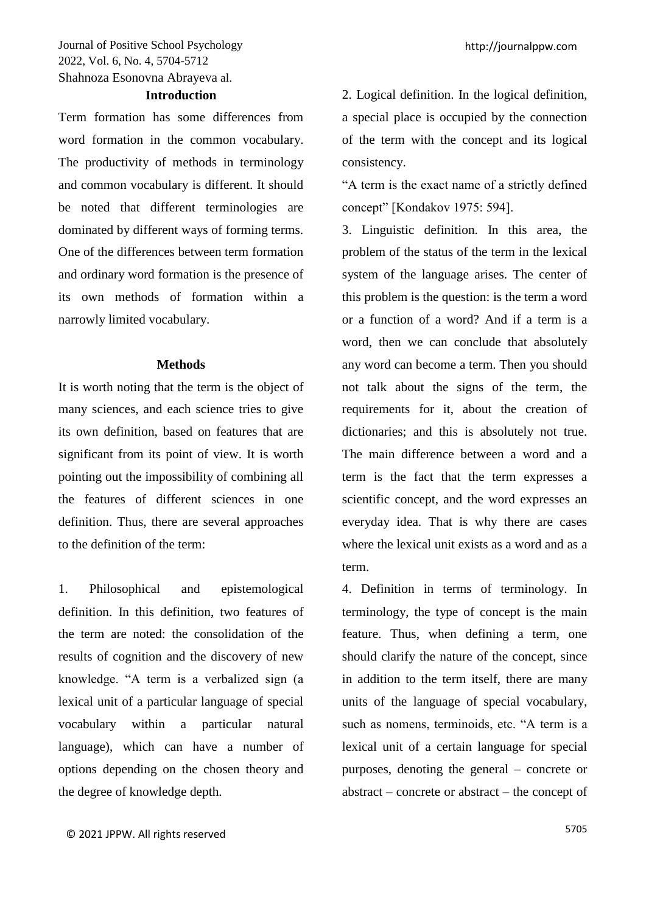## Introduction

Term formation has some differences from word formation in the common vocabulary. The productivity of methods in terminology and common vocabulary is different. It should be noted that different terminologies are dominated by different ways of forming terms. One of the differences between term formation and ordinary word formation is the presence of its own methods of formation within a narrowly limited vocabulary.

## Methods

It is worth noting that the term is the object of many sciences, and each science tries to give its own definition, based on features that are significant from its point of view. It is worth pointing out the impossibility of combining all the features of different sciences in one definition. Thus, there are several approaches to the definition of the term:

1. Philosophical and epistemological definition. In this definition, two features of the term are noted: the consolidation of the results of cognition and the discovery of new knowledge. "A term is a verbalized sign (a lexical unit of a particular language of special vocabulary within a particular natural language), which can have a number of options depending on the chosen theory and the degree of knowledge depth.

2. Logical definition. In the logical definition, a special place is occupied by the connection of the term with the concept and its logical consistency.

"A term is the exact name of a strictly defined concept" [Kondakov 1975: 594].

3. Linguistic definition. In this area, the problem of the status of the term in the lexical system of the language arises. The center of this problem is the question: is the term a word or a function of a word? And if a term is a word, then we can conclude that absolutely any word can become a term. Then you should not talk about the signs of the term, the requirements for it, about the creation of dictionaries; and this is absolutely not true. The main difference between a word and a term is the fact that the term expresses a scientific concept, and the word expresses an everyday idea. That is why there are cases where the lexical unit exists as a word and as a term.

4. Definition in terms of terminology. In terminology, the type of concept is the main feature. Thus, when defining a term, one should clarify the nature of the concept, since in addition to the term itself, there are many units of the language of special vocabulary, such as nomens, terminoids, etc. "A term is a lexical unit of a certain language for special purposes, denoting the general – concrete or abstract – concrete or abstract – the concept of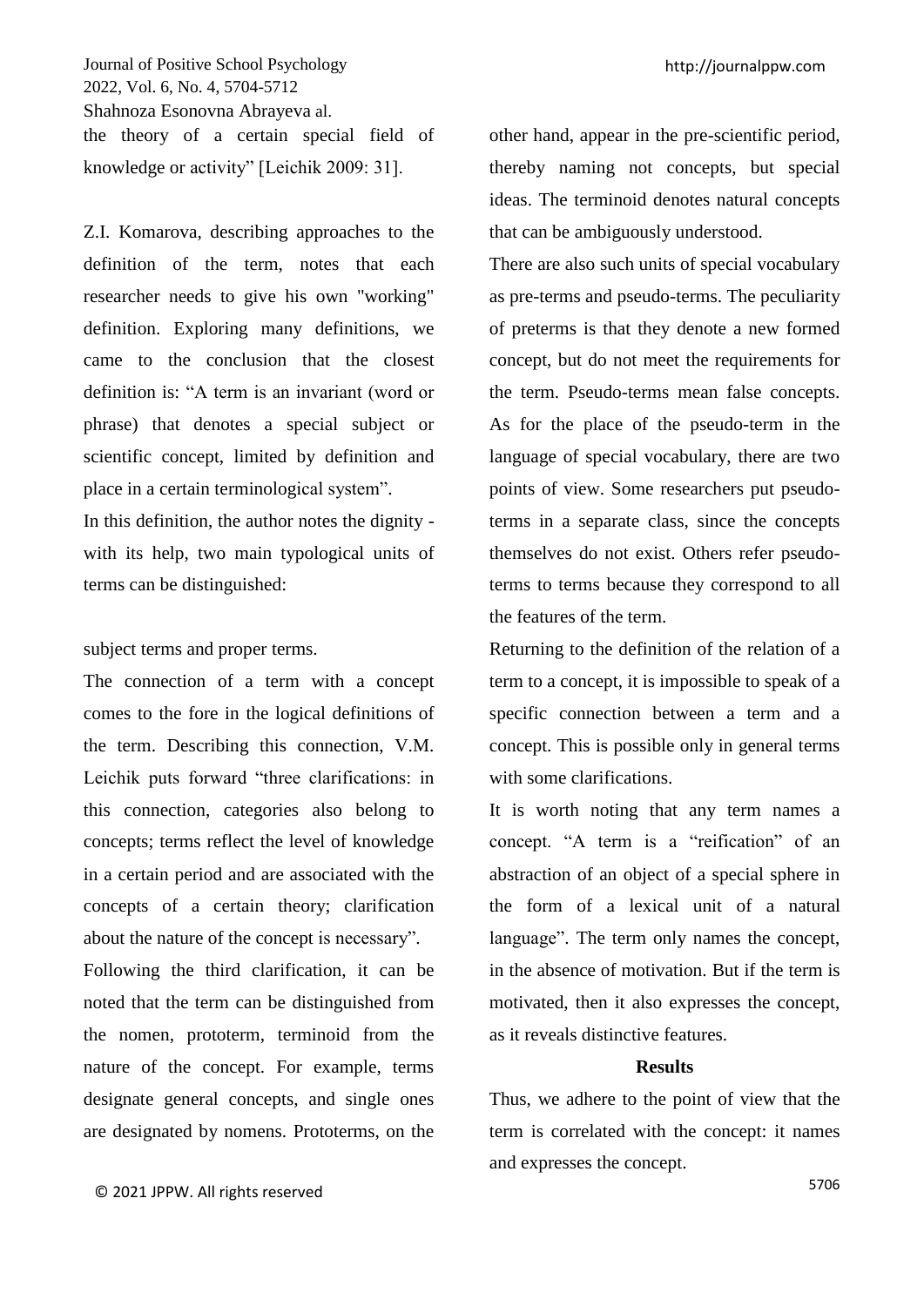the theory of a certain special field of knowledge or activity" [Leichik 2009: 31].

Z.I. Komarova, describing approaches to the definition of the term, notes that each researcher needs to give his own "working" definition. Exploring many definitions, we came to the conclusion that the closest definition is: "A term is an invariant (word or phrase) that denotes a special subject or scientific concept, limited by definition and place in a certain terminological system".

In this definition, the author notes the dignity - with its help, two main typological units of terms can be distinguished:

subject terms and proper terms.

The connection of a term with a concept comes to the fore in the logical definitions of the term. Describing this connection, V.M. Leichik puts forward "three clarifications: in this connection, categories also belong to concepts; terms reflect the level of knowledge in a certain period and are associated with the concepts of a certain theory; clarification about the nature of the concept is necessary".

Following the third clarification, it can be noted that the term can be distinguished from the nomen, prototerm, terminoid from the nature of the concept. For example, terms designate general concepts, and single ones are designated by nomens. Prototerms, on the other hand, appear in the pre-scientific period, thereby naming not concepts, but special ideas. The terminoid denotes natural concepts that can be ambiguously understood.

There are also such units of special vocabulary as pre-terms and pseudo-terms. The peculiarity of preterms is that they denote a new formed concept, but do not meet the requirements for the term. Pseudo-terms mean false concepts. As for the place of the pseudo-term in the language of special vocabulary, there are two points of view. Some researchers put pseudo-terms in a separate class, since the concepts themselves do not exist. Others refer pseudo-terms to terms because they correspond to all the features of the term.

Returning to the definition of the relation of a term to a concept, it is impossible to speak of a specific connection between a term and a concept. This is possible only in general terms with some clarifications.

It is worth noting that any term names a concept. "A term is a "reification" of an abstraction of an object of a special sphere in the form of a lexical unit of a natural language". The term only names the concept, in the absence of motivation. But if the term is motivated, then it also expresses the concept, as it reveals distinctive features.

## Results

Thus, we adhere to the point of view that the term is correlated with the concept: it names and expresses the concept.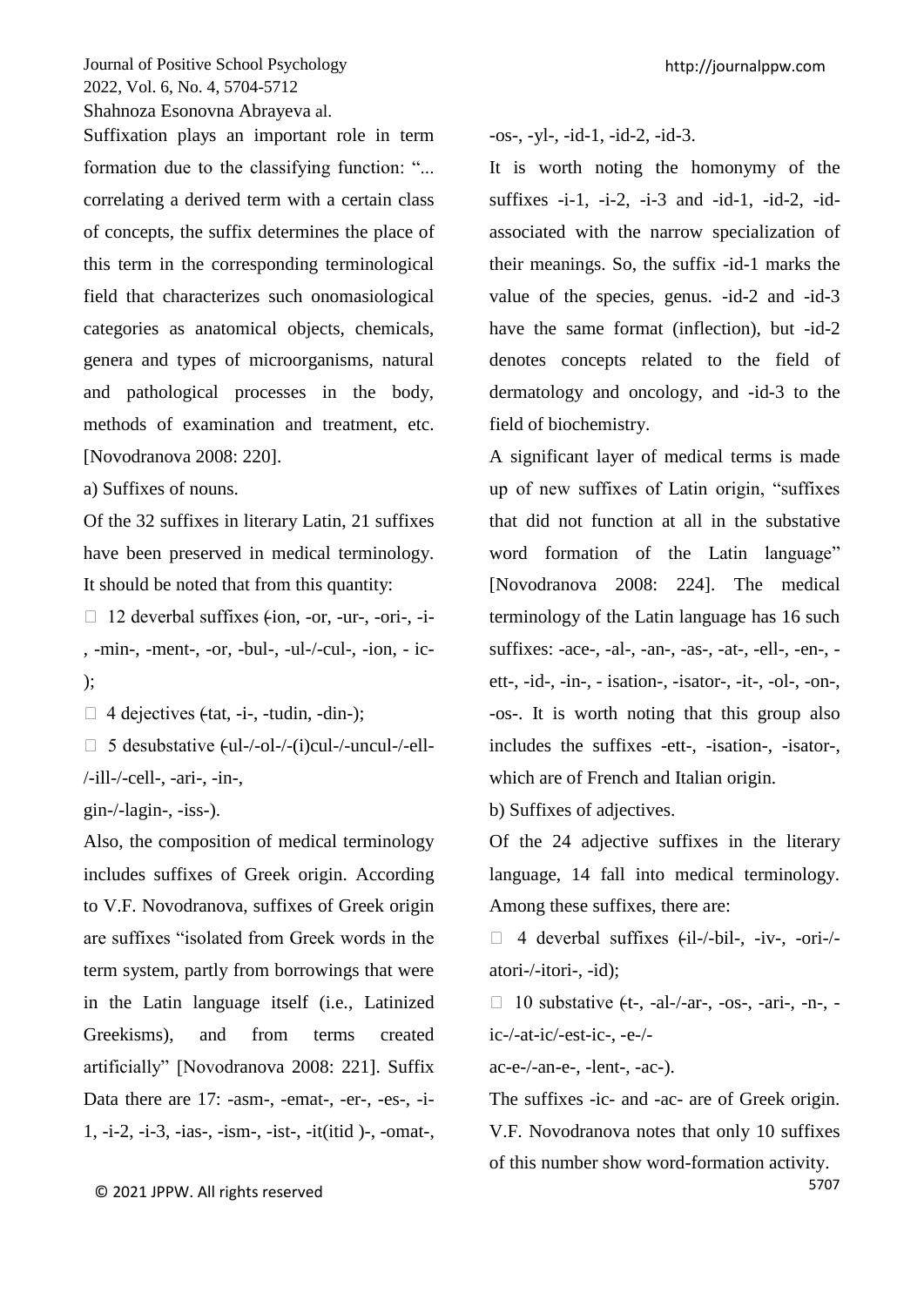Suffixation plays an important role in term formation due to the classifying function: "... correlating a derived term with a certain class of concepts, the suffix determines the place of this term in the corresponding terminological field that characterizes such onomasiological categories as anatomical objects, chemicals, genera and types of microorganisms, natural and pathological processes in the body, methods of examination and treatment, etc. [Novodranova 2008: 220].

a) Suffixes of nouns.

Of the 32 suffixes in literary Latin, 21 suffixes have been preserved in medical terminology. It should be noted that from this quantity:

- 12 deverbal suffixes (-ion, -or, -ur-, -ori-, -i-, -min-, -ment-, -or, -bul-, -ul-/-cul-, -ion, - ic-);
- 4 dejectives (-tat, -i-, -tudin, -din-);
- 5 desubstative (-ul-/-ol-/-(i)cul-/-uncul-/-ell-/-ill-/-cell-, -ari-, -in-, gin-/-lagin-, -iss-).

Also, the composition of medical terminology includes suffixes of Greek origin. According to V.F. Novodranova, suffixes of Greek origin are suffixes "isolated from Greek words in the term system, partly from borrowings that were in the Latin language itself (i.e., Latinized Greekisms), and from terms created artificially" [Novodranova 2008: 221]. Suffix Data there are 17: -asm-, -emat-, -er-, -es-, -i-1, -i-2, -i-3, -ias-, -ism-, -ist-, -it(itid )-, -omat-, -os-, -yl-, -id-1, -id-2, -id-3.

It is worth noting the homonymy of the suffixes -i-1, -i-2, -i-3 and -id-1, -id-2, -id- associated with the narrow specialization of their meanings. So, the suffix -id-1 marks the value of the species, genus. -id-2 and -id-3 have the same format (inflection), but -id-2 denotes concepts related to the field of dermatology and oncology, and -id-3 to the field of biochemistry.

A significant layer of medical terms is made up of new suffixes of Latin origin, "suffixes that did not function at all in the substative word formation of the Latin language" [Novodranova 2008: 224]. The medical terminology of the Latin language has 16 such suffixes: -ace-, -al-, -an-, -as-, -at-, -ell-, -en-, -ett-, -id-, -in-, - isation-, -isator-, -it-, -ol-, -on-, -os-. It is worth noting that this group also includes the suffixes -ett-, -isation-, -isator-, which are of French and Italian origin.

b) Suffixes of adjectives.

Of the 24 adjective suffixes in the literary language, 14 fall into medical terminology. Among these suffixes, there are:

- 4 deverbal suffixes (-il-/-bil-, -iv-, -ori-/-atori-/-itori-, -id);
- 10 substative (-t-, -al-/-ar-, -os-, -ari-, -n-, -ic-/-at-ic/-est-ic-, -e-/-ac-e-/-an-e-, -lent-, -ac-).

The suffixes -ic- and -ac- are of Greek origin. V.F. Novodranova notes that only 10 suffixes of this number show word-formation activity.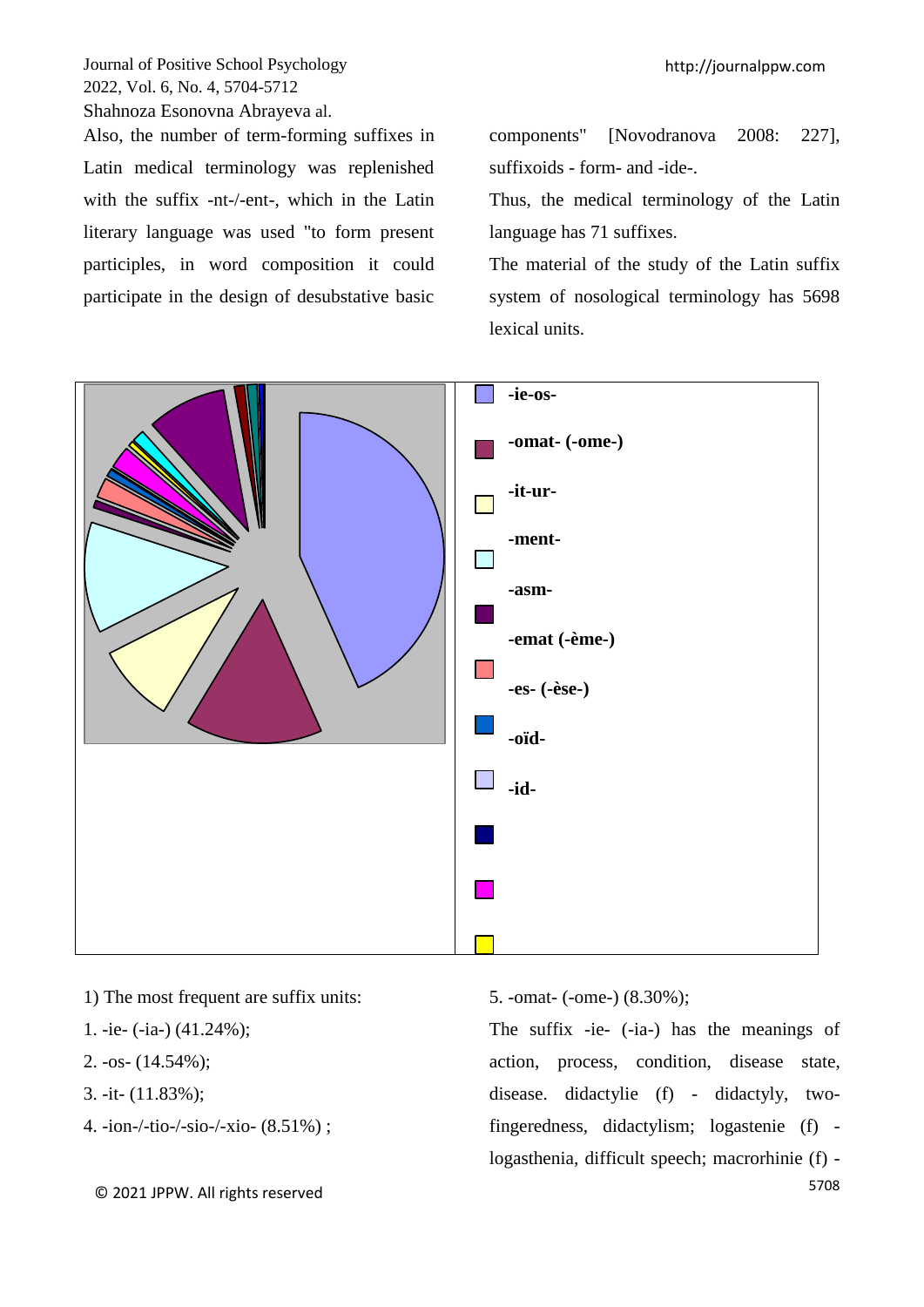Also, the number of term-forming suffixes in Latin medical terminology was replenished with the suffix -nt-/-ent-, which in the Latin literary language was used "to form present participles, in word composition it could participate in the design of desubstative basic components" [Novodranova 2008: 227], suffixoids - form- and -ide-.

Thus, the medical terminology of the Latin language has 71 suffixes.

The material of the study of the Latin suffix system of nosological terminology has 5698 lexical units.

-ie-os-

-omat- (-ome-)

-it-ur-

-ment-

-asm-

-emat (-ème-)

-es- (-èse-)

-oïd-

-id-

1) The most frequent are suffix units:

1. -ie- (-ia-) (41.24%);
2. -os- (14.54%);
3. -it- (11.83%);
4. -ion-/-tio-/-sio-/-xio- (8.51%) ;
5. -omat- (-ome-) (8.30%);

The suffix -ie- (-ia-) has the meanings of action, process, condition, disease state, disease. didactylie (f) - didactyly, two-fingeredness, didactylism; logastenie (f) - logasthenia, difficult speech; macrorhinie (f) -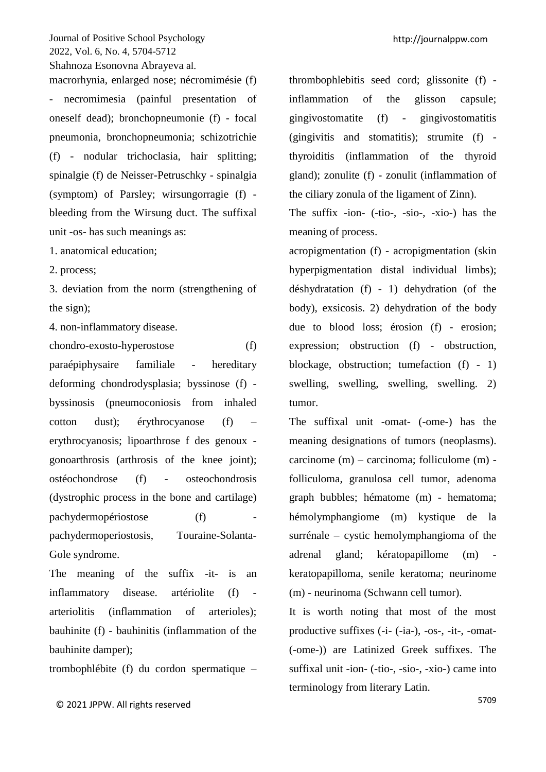macrorhynia, enlarged nose; nécromimésie (f) - necromimesia (painful presentation of oneself dead); bronchopneumonie (f) - focal pneumonia, bronchopneumonia; schizotrichie (f) - nodular trichoclasia, hair splitting; spinalgie (f) de Neisser-Petruschky - spinalgia (symptom) of Parsley; wirsungorragie (f) - bleeding from the Wirsung duct. The suffixal unit -os- has such meanings as:

1. anatomical education;
2. process;
3. deviation from the norm (strengthening of the sign);
4. non-inflammatory disease.

chondro-exosto-hyperostose (f) paraépiphysaire familiale - hereditary deforming chondrodysplasia; byssinose (f) - byssinosis (pneumoconiosis from inhaled cotton dust); érythrocyanose (f) – erythrocyanosis; lipoarthrose f des genoux - gonoarthrosis (arthrosis of the knee joint); ostéochondrose (f) - osteochondrosis (dystrophic process in the bone and cartilage) pachydermopériostose (f) - pachydermoperiostosis, Touraine-Solanta-Gole syndrome.

The meaning of the suffix -it- is an inflammatory disease. artériolite (f) - arteriolitis (inflammation of arterioles); bauhinite (f) - bauhinitis (inflammation of the bauhinite damper);

trombophlébite (f) du cordon spermatique – thrombophlebitis seed cord; glissonite (f) - inflammation of the glisson capsule; gingivostomatite (f) - gingivostomatitis (gingivitis and stomatitis); strumite (f) - thyroiditis (inflammation of the thyroid gland); zonulite (f) - zonulit (inflammation of the ciliary zonula of the ligament of Zinn).

The suffix -ion- (-tio-, -sio-, -xio-) has the meaning of process.

acropigmentation (f) - acropigmentation (skin hyperpigmentation distal individual limbs); déshydratation (f) - 1) dehydration (of the body), exsicosis. 2) dehydration of the body due to blood loss; érosion (f) - erosion; expression; obstruction (f) - obstruction, blockage, obstruction; tumefaction (f) - 1) swelling, swelling, swelling, swelling. 2) tumor.

The suffixal unit -omat- (-ome-) has the meaning designations of tumors (neoplasms). carcinome (m) – carcinoma; folliculome (m) - folliculoma, granulosa cell tumor, adenoma graph bubbles; hématome (m) - hematoma; hémolymphangiome (m) kystique de la surrénale – cystic hemolymphangioma of the adrenal gland; kératopapillome (m) - keratopapilloma, senile keratoma; neurinome (m) - neurinoma (Schwann cell tumor).

It is worth noting that most of the most productive suffixes (-i- (-ia-), -os-, -it-, -omat- (-ome-)) are Latinized Greek suffixes. The suffixal unit -ion- (-tio-, -sio-, -xio-) came into terminology from literary Latin.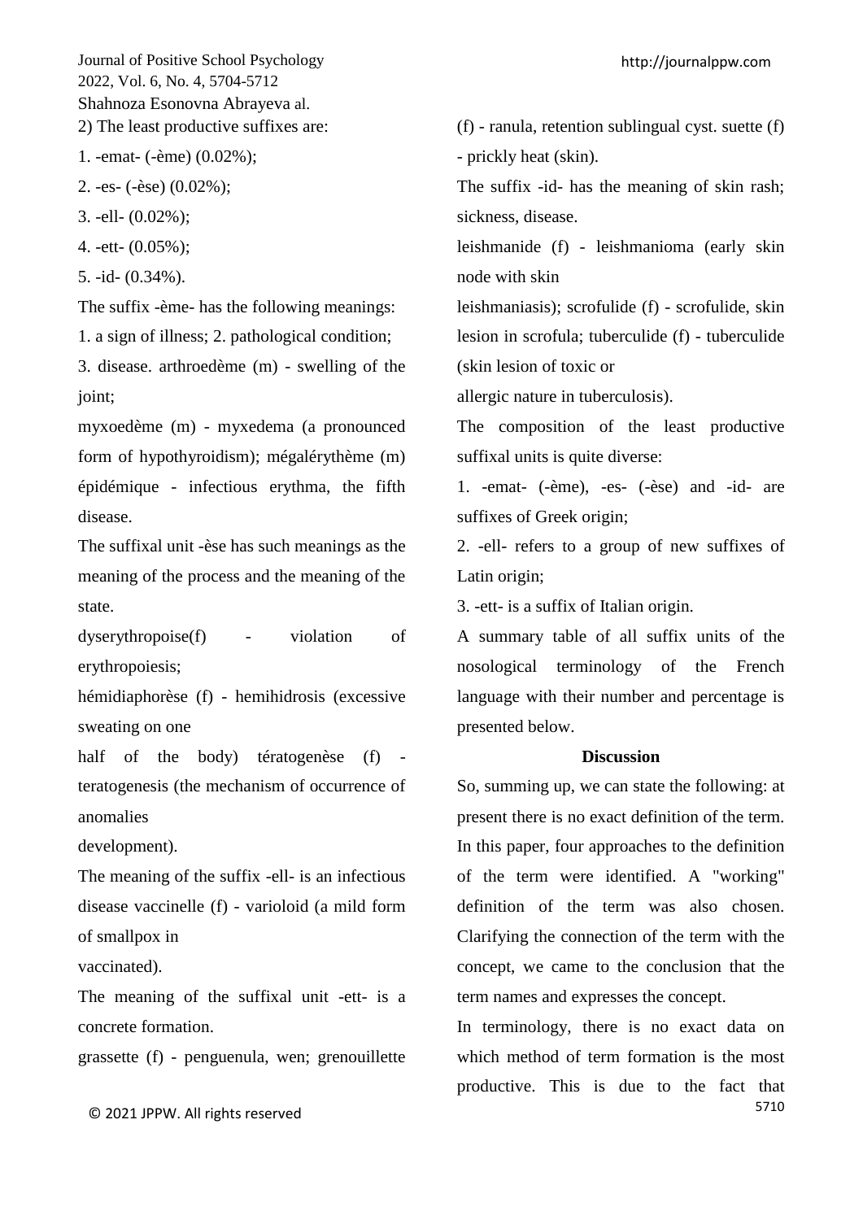2) The least productive suffixes are:

1. -emat- (-ème) (0.02%);
2. -es- (-èse) (0.02%);
3. -ell- (0.02%);
4. -ett- (0.05%);
5. -id- (0.34%).

The suffix -ème- has the following meanings:

1. a sign of illness; 2. pathological condition; 3. disease. arthroedème (m) - swelling of the joint;

myxoedème (m) - myxedema (a pronounced form of hypothyroidism); mégalérythème (m) épidémique - infectious erythma, the fifth disease.

The suffixal unit -èse has such meanings as the meaning of the process and the meaning of the state.

dyserythropoise(f) - violation of erythropoiesis;

hémidiaphorèse (f) - hemihidrosis (excessive sweating on one half of the body) tératogenèse (f) - teratogenesis (the mechanism of occurrence of anomalies development).

The meaning of the suffix -ell- is an infectious disease vaccinelle (f) - varioloid (a mild form of smallpox in vaccinated).

The meaning of the suffixal unit -ett- is a concrete formation.

grassette (f) - penguenula, wen; grenouillette (f) - ranula, retention sublingual cyst. suette (f) - prickly heat (skin).

The suffix -id- has the meaning of skin rash; sickness, disease.

leishmanide (f) - leishmanioma (early skin node with skin leishmaniasis); scrofulide (f) - scrofulide, skin lesion in scrofula; tuberculide (f) - tuberculide (skin lesion of toxic or allergic nature in tuberculosis).

The composition of the least productive suffixal units is quite diverse:

1. -emat- (-ème), -es- (-èse) and -id- are suffixes of Greek origin;
2. -ell- refers to a group of new suffixes of Latin origin;
3. -ett- is a suffix of Italian origin.

A summary table of all suffix units of the nosological terminology of the French language with their number and percentage is presented below.

## Discussion

So, summing up, we can state the following: at present there is no exact definition of the term. In this paper, four approaches to the definition of the term were identified. A "working" definition of the term was also chosen. Clarifying the connection of the term with the concept, we came to the conclusion that the term names and expresses the concept.

In terminology, there is no exact data on which method of term formation is the most productive. This is due to the fact that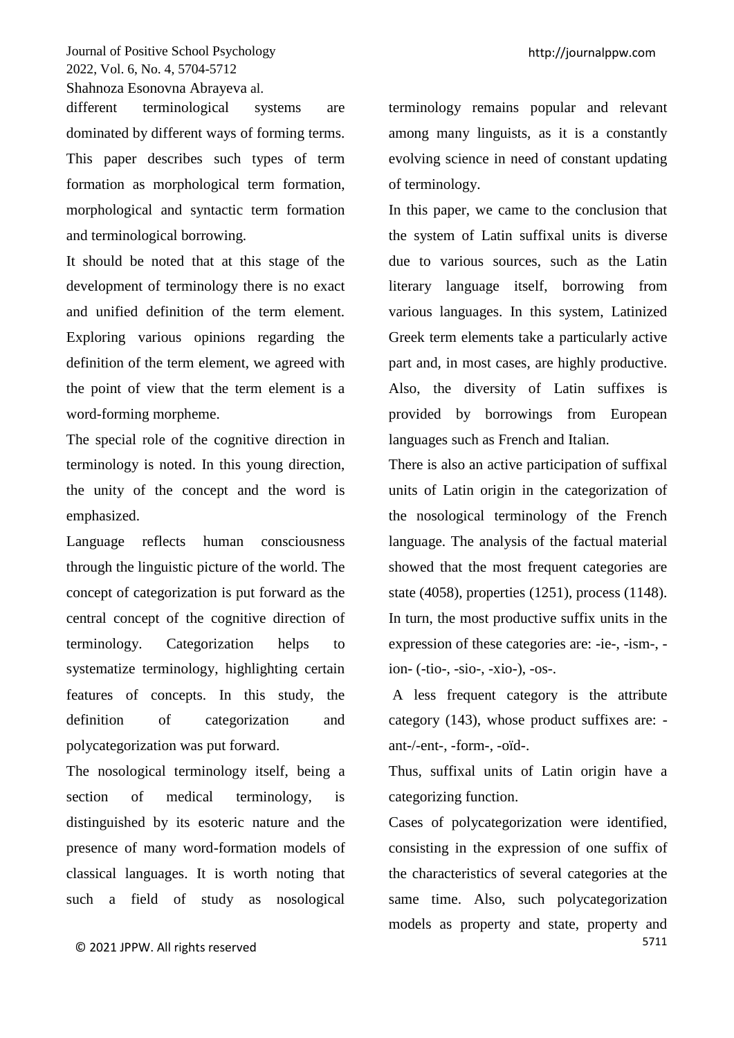different terminological systems are dominated by different ways of forming terms. This paper describes such types of term formation as morphological term formation, morphological and syntactic term formation and terminological borrowing.

It should be noted that at this stage of the development of terminology there is no exact and unified definition of the term element. Exploring various opinions regarding the definition of the term element, we agreed with the point of view that the term element is a word-forming morpheme.

The special role of the cognitive direction in terminology is noted. In this young direction, the unity of the concept and the word is emphasized.

Language reflects human consciousness through the linguistic picture of the world. The concept of categorization is put forward as the central concept of the cognitive direction of terminology. Categorization helps to systematize terminology, highlighting certain features of concepts. In this study, the definition of categorization and polycategorization was put forward.

The nosological terminology itself, being a section of medical terminology, is distinguished by its esoteric nature and the presence of many word-formation models of classical languages. It is worth noting that such a field of study as nosological terminology remains popular and relevant among many linguists, as it is a constantly evolving science in need of constant updating of terminology.

In this paper, we came to the conclusion that the system of Latin suffixal units is diverse due to various sources, such as the Latin literary language itself, borrowing from various languages. In this system, Latinized Greek term elements take a particularly active part and, in most cases, are highly productive. Also, the diversity of Latin suffixes is provided by borrowings from European languages such as French and Italian.

There is also an active participation of suffixal units of Latin origin in the categorization of the nosological terminology of the French language. The analysis of the factual material showed that the most frequent categories are state (4058), properties (1251), process (1148). In turn, the most productive suffix units in the expression of these categories are: -ie-, -ism-, -ion- (-tio-, -sio-, -xio-), -os-.

A less frequent category is the attribute category (143), whose product suffixes are: -ant-/-ent-, -form-, -oïd-.

Thus, suffixal units of Latin origin have a categorizing function.

Cases of polycategorization were identified, consisting in the expression of one suffix of the characteristics of several categories at the same time. Also, such polycategorization models as property and state, property and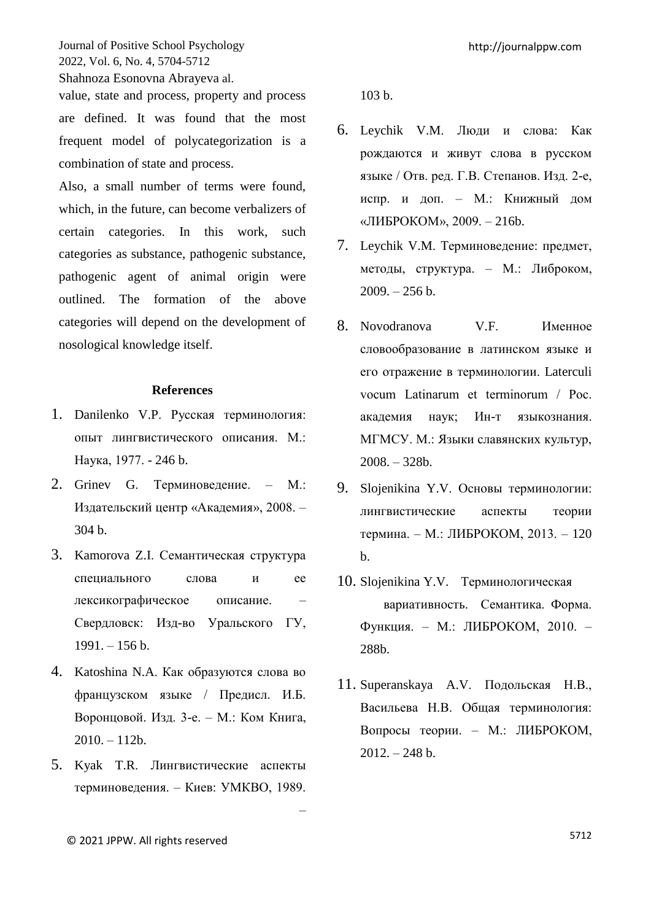value, state and process, property and process are defined. It was found that the most frequent model of polycategorization is a combination of state and process.

Also, a small number of terms were found, which, in the future, can become verbalizers of certain categories. In this work, such categories as substance, pathogenic substance, pathogenic agent of animal origin were outlined. The formation of the above categories will depend on the development of nosological knowledge itself.

## References

1. Danilenko V.P. Русская терминология: опыт лингвистического описания. М.: Наука, 1977. - 246 b.
2. Grinev G. Терминоведение. – М.: Издательский центр «Академия», 2008. – 304 b.
3. Kamorova Z.I. Семантическая структура специального слова и ее лексикографическое описание. – Свердловск: Изд-во Уральского ГУ, 1991. – 156 b.
4. Katoshina N.A. Как образуются слова во французском языке / Предисл. И.Б. Воронцовой. Изд. 3-е. – М.: Ком Книга, 2010. – 112b.
5. Kyak T.R. Лингвистические аспекты терминоведения. – Киев: УМКВО, 1989. – 103 b.
6. Leychik V.M. Люди и слова: Как рождаются и живут слова в русском языке / Отв. ред. Г.В. Степанов. Изд. 2-е, испр. и доп. – М.: Книжный дом «ЛИБРОКОМ», 2009. – 216b.
7. Leychik V.M. Терминоведение: предмет, методы, структура. – М.: Либроком, 2009. – 256 b.
8. Novodranova V.F. Именное словообразование в латинском языке и его отражение в терминологии. Laterculi vocum Latinarum et terminorum / Рос. академия наук; Ин-т языкознания. МГМСУ. М.: Языки славянских культур, 2008. – 328b.
9. Slojenikina Y.V. Основы терминологии: лингвистические аспекты теории термина. – М.: ЛИБРОКОМ, 2013. – 120 b.
10. Slojenikina Y.V. Терминологическая вариативность. Семантика. Форма. Функция. – М.: ЛИБРОКОМ, 2010. – 288b.
11. Superanskaya A.V. Подольская Н.В., Васильева Н.В. Общая терминология: Вопросы теории. – М.: ЛИБРОКОМ, 2012. – 248 b.